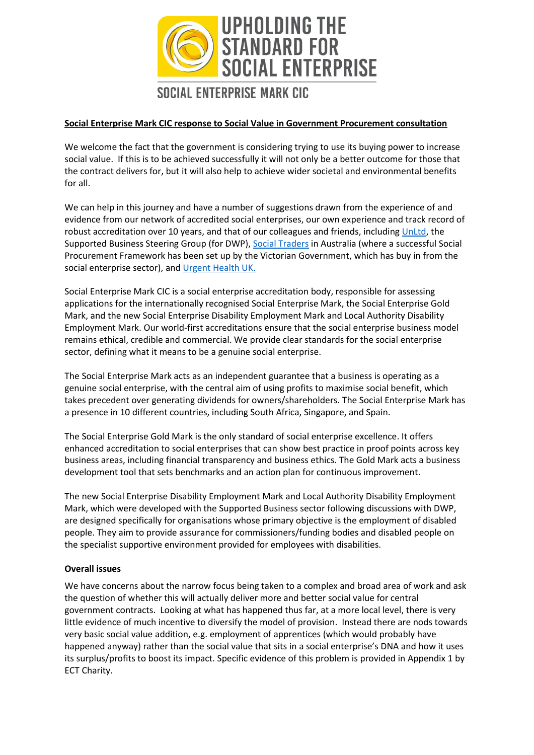# UPHOLDING THE STANDARD FOR SOCIAL ENTERPRISE

## SOCIAL ENTERPRISE MARK CIC

**Social Enterprise Mark CIC response to Social Value in Government Procurement consultation**

We welcome the fact that the government is considering trying to use its buying power to increase social value. If this is to be achieved successfully it will not only be a better outcome for those that the contract delivers for, but it will also help to achieve wider societal and environmental benefits for all.

We can help in this journey and have a number of suggestions drawn from the experience of and evidence from our network of accredited social enterprises, our own experience and track record of robust accreditation over 10 years, and that of our colleagues and friends, including UnLtd, the Supported Business Steering Group (for DWP), Social Traders in Australia (where a successful Social Procurement Framework has been set up by the Victorian Government, which has buy in from the social enterprise sector), and Urgent Health UK.

Social Enterprise Mark CIC is a social enterprise accreditation body, responsible for assessing applications for the internationally recognised Social Enterprise Mark, the Social Enterprise Gold Mark, and the new Social Enterprise Disability Employment Mark and Local Authority Disability Employment Mark. Our world-first accreditations ensure that the social enterprise business model remains ethical, credible and commercial. We provide clear standards for the social enterprise sector, defining what it means to be a genuine social enterprise.

The Social Enterprise Mark acts as an independent guarantee that a business is operating as a genuine social enterprise, with the central aim of using profits to maximise social benefit, which takes precedent over generating dividends for owners/shareholders. The Social Enterprise Mark has a presence in 10 different countries, including South Africa, Singapore, and Spain.

The Social Enterprise Gold Mark is the only standard of social enterprise excellence. It offers enhanced accreditation to social enterprises that can show best practice in proof points across key business areas, including financial transparency and business ethics. The Gold Mark acts a business development tool that sets benchmarks and an action plan for continuous improvement.

The new Social Enterprise Disability Employment Mark and Local Authority Disability Employment Mark, which were developed with the Supported Business sector following discussions with DWP, are designed specifically for organisations whose primary objective is the employment of disabled people. They aim to provide assurance for commissioners/funding bodies and disabled people on the specialist supportive environment provided for employees with disabilities.

**Overall issues**

We have concerns about the narrow focus being taken to a complex and broad area of work and ask the question of whether this will actually deliver more and better social value for central government contracts. Looking at what has happened thus far, at a more local level, there is very little evidence of much incentive to diversify the model of provision. Instead there are nods towards very basic social value addition, e.g. employment of apprentices (which would probably have happened anyway) rather than the social value that sits in a social enterprise's DNA and how it uses its surplus/profits to boost its impact. Specific evidence of this problem is provided in Appendix 1 by ECT Charity.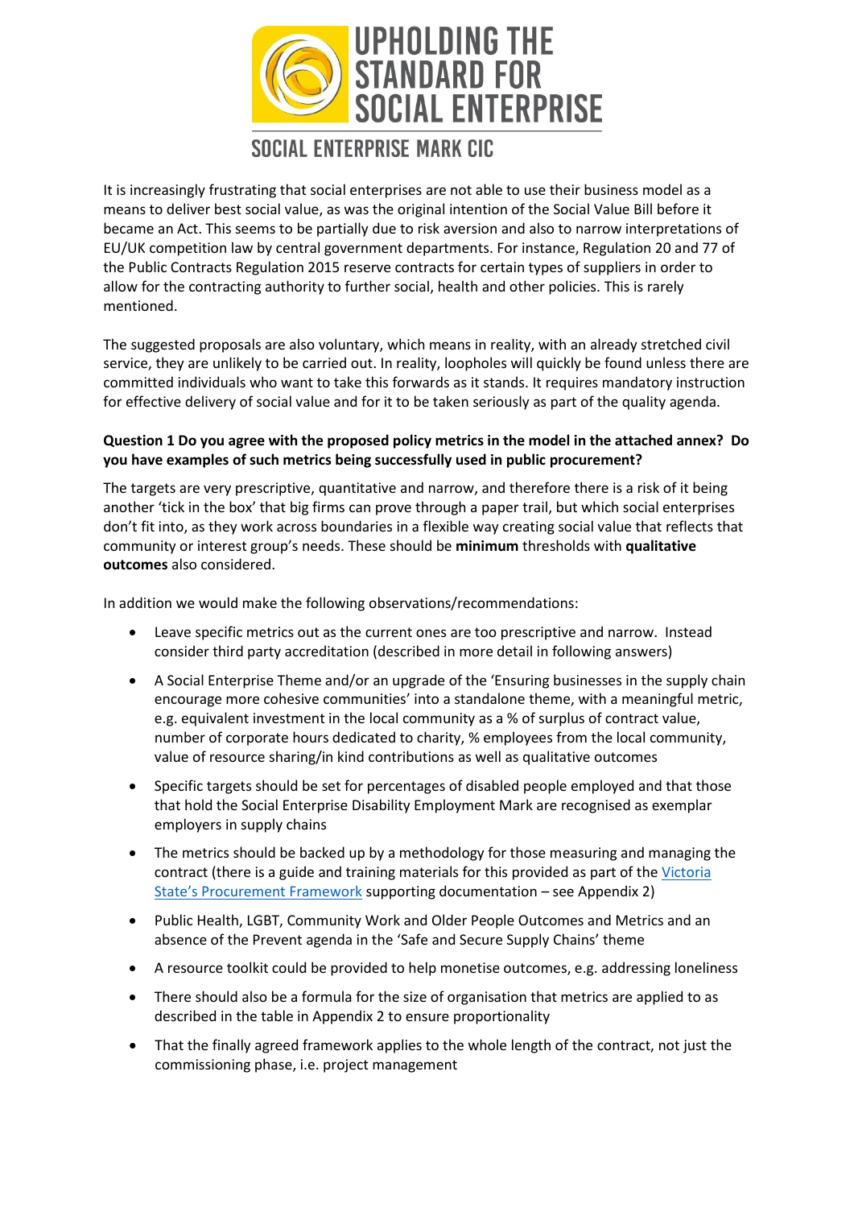It is increasingly frustrating that social enterprises are not able to use their business model as a means to deliver best social value, as was the original intention of the Social Value Bill before it became an Act. This seems to be partially due to risk aversion and also to narrow interpretations of EU/UK competition law by central government departments. For instance, Regulation 20 and 77 of the Public Contracts Regulation 2015 reserve contracts for certain types of suppliers in order to allow for the contracting authority to further social, health and other policies. This is rarely mentioned.

The suggested proposals are also voluntary, which means in reality, with an already stretched civil service, they are unlikely to be carried out. In reality, loopholes will quickly be found unless there are committed individuals who want to take this forwards as it stands. It requires mandatory instruction for effective delivery of social value and for it to be taken seriously as part of the quality agenda.

**Question 1 Do you agree with the proposed policy metrics in the model in the attached annex? Do you have examples of such metrics being successfully used in public procurement?**

The targets are very prescriptive, quantitative and narrow, and therefore there is a risk of it being another 'tick in the box' that big firms can prove through a paper trail, but which social enterprises don't fit into, as they work across boundaries in a flexible way creating social value that reflects that community or interest group's needs. These should be **minimum** thresholds with **qualitative outcomes** also considered.

In addition we would make the following observations/recommendations:

- Leave specific metrics out as the current ones are too prescriptive and narrow. Instead consider third party accreditation (described in more detail in following answers)
- A Social Enterprise Theme and/or an upgrade of the 'Ensuring businesses in the supply chain encourage more cohesive communities' into a standalone theme, with a meaningful metric, e.g. equivalent investment in the local community as a % of surplus of contract value, number of corporate hours dedicated to charity, % employees from the local community, value of resource sharing/in kind contributions as well as qualitative outcomes
- Specific targets should be set for percentages of disabled people employed and that those that hold the Social Enterprise Disability Employment Mark are recognised as exemplar employers in supply chains
- The metrics should be backed up by a methodology for those measuring and managing the contract (there is a guide and training materials for this provided as part of the Victoria State's Procurement Framework supporting documentation – see Appendix 2)
- Public Health, LGBT, Community Work and Older People Outcomes and Metrics and an absence of the Prevent agenda in the 'Safe and Secure Supply Chains' theme
- A resource toolkit could be provided to help monetise outcomes, e.g. addressing loneliness
- There should also be a formula for the size of organisation that metrics are applied to as described in the table in Appendix 2 to ensure proportionality
- That the finally agreed framework applies to the whole length of the contract, not just the commissioning phase, i.e. project management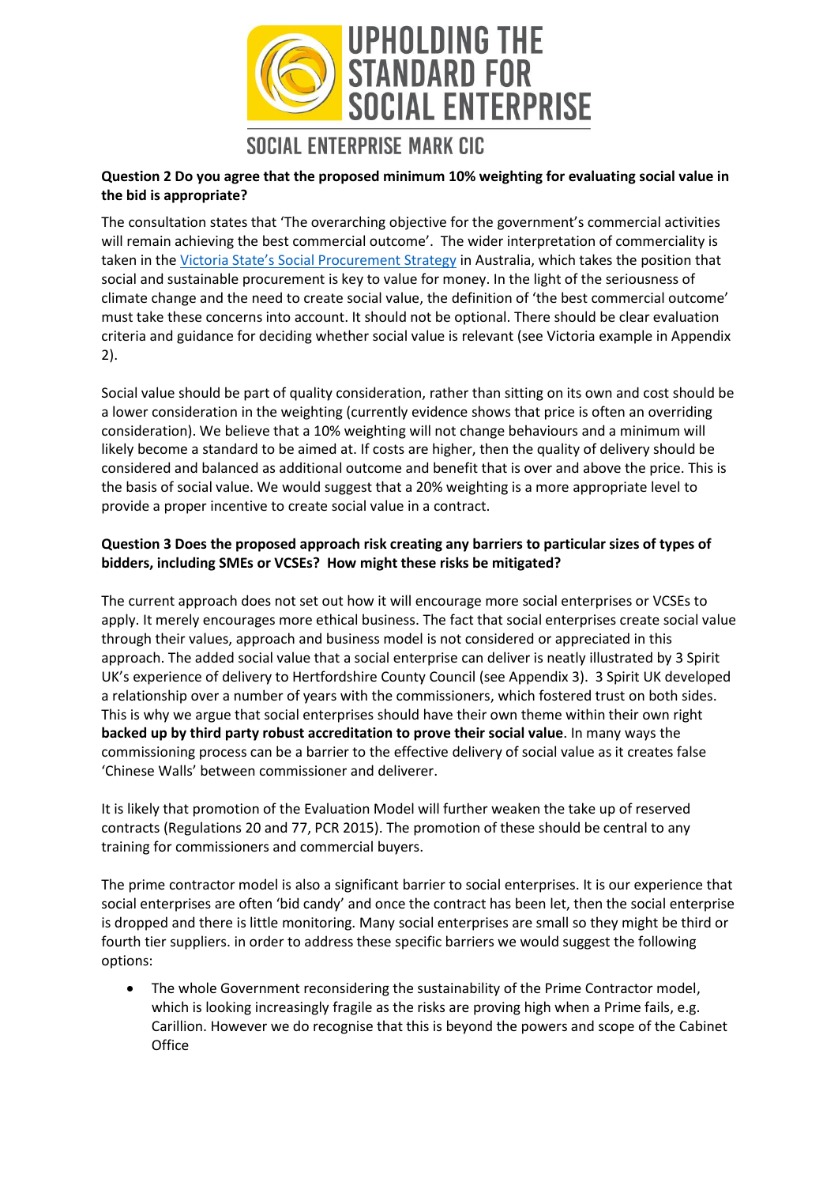**Question 2 Do you agree that the proposed minimum 10% weighting for evaluating social value in the bid is appropriate?**

The consultation states that 'The overarching objective for the government's commercial activities will remain achieving the best commercial outcome'. The wider interpretation of commerciality is taken in the Victoria State's Social Procurement Strategy in Australia, which takes the position that social and sustainable procurement is key to value for money. In the light of the seriousness of climate change and the need to create social value, the definition of 'the best commercial outcome' must take these concerns into account. It should not be optional. There should be clear evaluation criteria and guidance for deciding whether social value is relevant (see Victoria example in Appendix 2).

Social value should be part of quality consideration, rather than sitting on its own and cost should be a lower consideration in the weighting (currently evidence shows that price is often an overriding consideration). We believe that a 10% weighting will not change behaviours and a minimum will likely become a standard to be aimed at. If costs are higher, then the quality of delivery should be considered and balanced as additional outcome and benefit that is over and above the price. This is the basis of social value. We would suggest that a 20% weighting is a more appropriate level to provide a proper incentive to create social value in a contract.

**Question 3 Does the proposed approach risk creating any barriers to particular sizes of types of bidders, including SMEs or VCSEs? How might these risks be mitigated?**

The current approach does not set out how it will encourage more social enterprises or VCSEs to apply. It merely encourages more ethical business. The fact that social enterprises create social value through their values, approach and business model is not considered or appreciated in this approach. The added social value that a social enterprise can deliver is neatly illustrated by 3 Spirit UK's experience of delivery to Hertfordshire County Council (see Appendix 3). 3 Spirit UK developed a relationship over a number of years with the commissioners, which fostered trust on both sides. This is why we argue that social enterprises should have their own theme within their own right **backed up by third party robust accreditation to prove their social value**. In many ways the commissioning process can be a barrier to the effective delivery of social value as it creates false 'Chinese Walls' between commissioner and deliverer.

It is likely that promotion of the Evaluation Model will further weaken the take up of reserved contracts (Regulations 20 and 77, PCR 2015). The promotion of these should be central to any training for commissioners and commercial buyers.

The prime contractor model is also a significant barrier to social enterprises. It is our experience that social enterprises are often 'bid candy' and once the contract has been let, then the social enterprise is dropped and there is little monitoring. Many social enterprises are small so they might be third or fourth tier suppliers. in order to address these specific barriers we would suggest the following options:

- The whole Government reconsidering the sustainability of the Prime Contractor model, which is looking increasingly fragile as the risks are proving high when a Prime fails, e.g. Carillion. However we do recognise that this is beyond the powers and scope of the Cabinet Office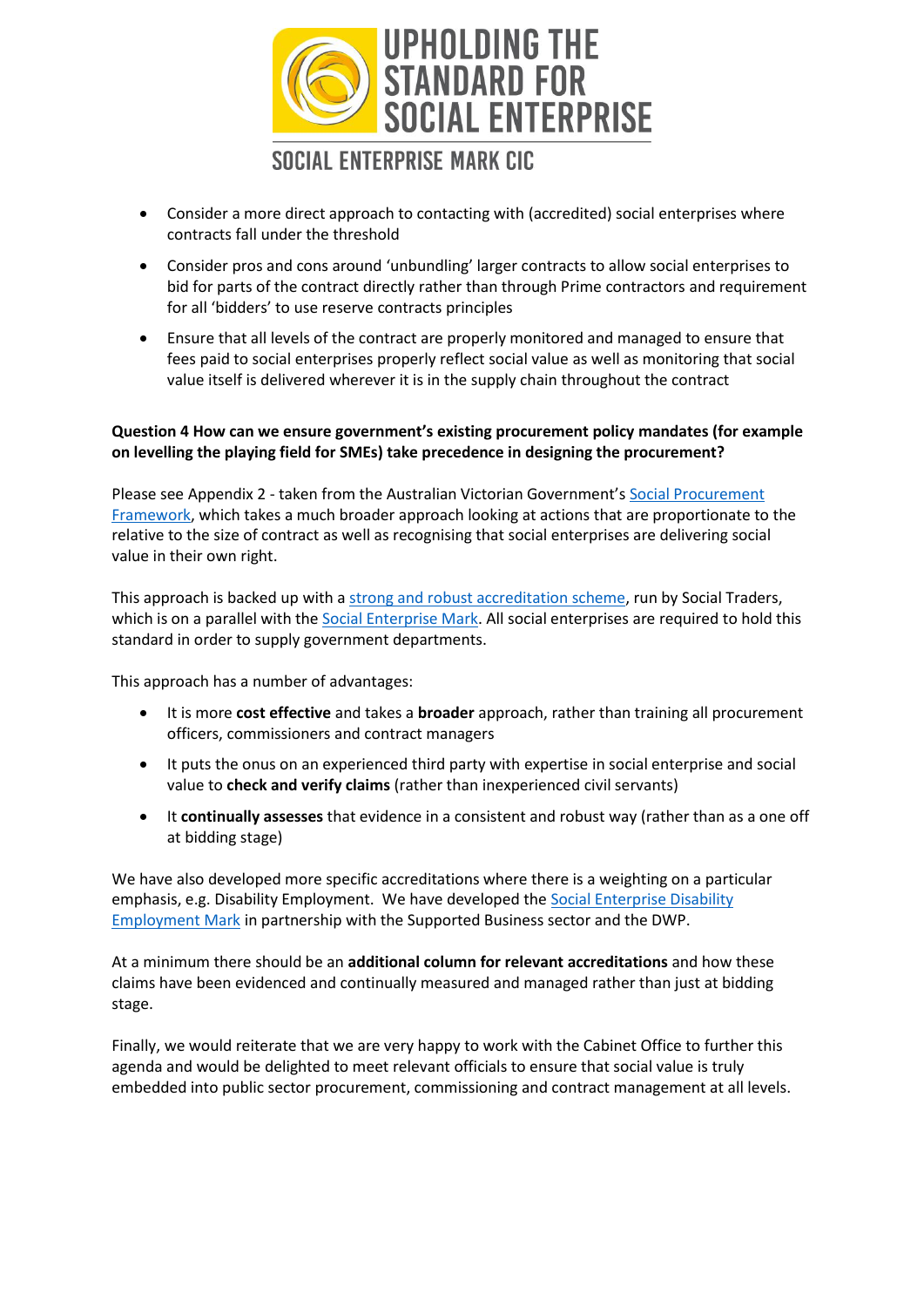- Consider a more direct approach to contacting with (accredited) social enterprises where contracts fall under the threshold
- Consider pros and cons around 'unbundling' larger contracts to allow social enterprises to bid for parts of the contract directly rather than through Prime contractors and requirement for all 'bidders' to use reserve contracts principles
- Ensure that all levels of the contract are properly monitored and managed to ensure that fees paid to social enterprises properly reflect social value as well as monitoring that social value itself is delivered wherever it is in the supply chain throughout the contract

**Question 4 How can we ensure government's existing procurement policy mandates (for example on levelling the playing field for SMEs) take precedence in designing the procurement?**

Please see Appendix 2 - taken from the Australian Victorian Government's Social Procurement Framework, which takes a much broader approach looking at actions that are proportionate to the relative to the size of contract as well as recognising that social enterprises are delivering social value in their own right.

This approach is backed up with a strong and robust accreditation scheme, run by Social Traders, which is on a parallel with the Social Enterprise Mark. All social enterprises are required to hold this standard in order to supply government departments.

This approach has a number of advantages:

- It is more **cost effective** and takes a **broader** approach, rather than training all procurement officers, commissioners and contract managers
- It puts the onus on an experienced third party with expertise in social enterprise and social value to **check and verify claims** (rather than inexperienced civil servants)
- It **continually assesses** that evidence in a consistent and robust way (rather than as a one off at bidding stage)

We have also developed more specific accreditations where there is a weighting on a particular emphasis, e.g. Disability Employment. We have developed the Social Enterprise Disability Employment Mark in partnership with the Supported Business sector and the DWP.

At a minimum there should be an **additional column for relevant accreditations** and how these claims have been evidenced and continually measured and managed rather than just at bidding stage.

Finally, we would reiterate that we are very happy to work with the Cabinet Office to further this agenda and would be delighted to meet relevant officials to ensure that social value is truly embedded into public sector procurement, commissioning and contract management at all levels.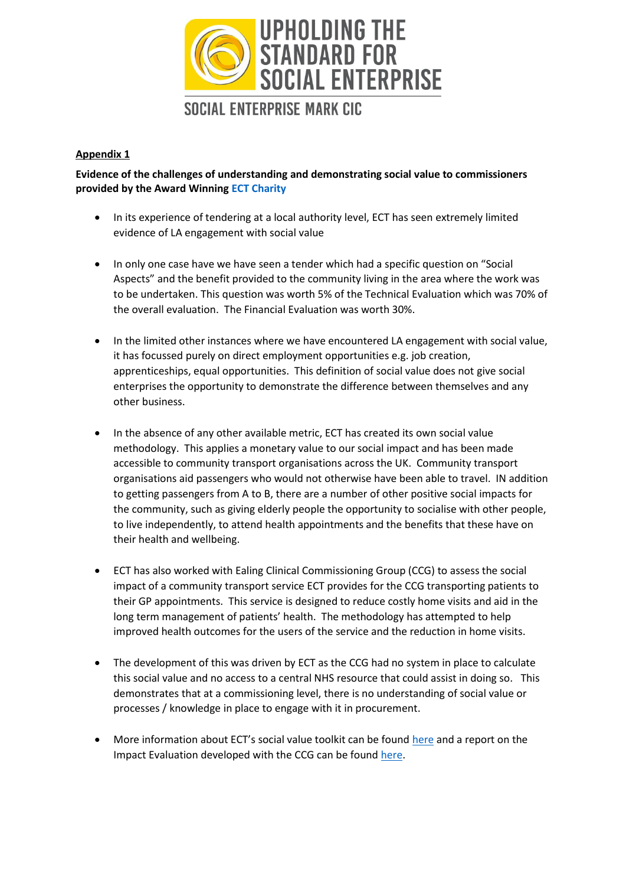**Appendix 1**

**Evidence of the challenges of understanding and demonstrating social value to commissioners provided by the Award Winning ECT Charity**

- In its experience of tendering at a local authority level, ECT has seen extremely limited evidence of LA engagement with social value
- In only one case have we have seen a tender which had a specific question on "Social Aspects" and the benefit provided to the community living in the area where the work was to be undertaken. This question was worth 5% of the Technical Evaluation which was 70% of the overall evaluation. The Financial Evaluation was worth 30%.
- In the limited other instances where we have encountered LA engagement with social value, it has focussed purely on direct employment opportunities e.g. job creation, apprenticeships, equal opportunities. This definition of social value does not give social enterprises the opportunity to demonstrate the difference between themselves and any other business.
- In the absence of any other available metric, ECT has created its own social value methodology. This applies a monetary value to our social impact and has been made accessible to community transport organisations across the UK. Community transport organisations aid passengers who would not otherwise have been able to travel. IN addition to getting passengers from A to B, there are a number of other positive social impacts for the community, such as giving elderly people the opportunity to socialise with other people, to live independently, to attend health appointments and the benefits that these have on their health and wellbeing.
- ECT has also worked with Ealing Clinical Commissioning Group (CCG) to assess the social impact of a community transport service ECT provides for the CCG transporting patients to their GP appointments. This service is designed to reduce costly home visits and aid in the long term management of patients' health. The methodology has attempted to help improved health outcomes for the users of the service and the reduction in home visits.
- The development of this was driven by ECT as the CCG had no system in place to calculate this social value and no access to a central NHS resource that could assist in doing so. This demonstrates that at a commissioning level, there is no understanding of social value or processes / knowledge in place to engage with it in procurement.
- More information about ECT's social value toolkit can be found here and a report on the Impact Evaluation developed with the CCG can be found here.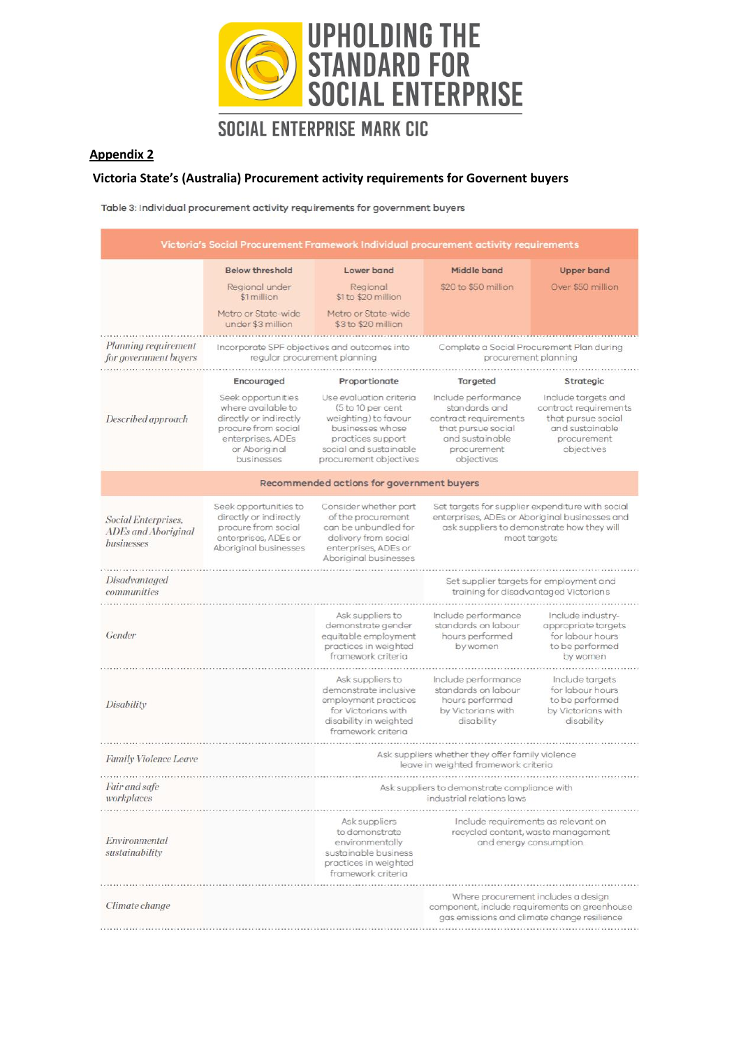UPHOLDING THE STANDARD FOR SOCIAL ENTERPRISE

SOCIAL ENTERPRISE MARK CIC

**Appendix 2**

**Victoria State's (Australia) Procurement activity requirements for Governent buyers**

Table 3: Individual procurement activity requirements for government buyers

| Victoria's Social Procurement Framework Individual procurement activity requirements | | | | |
|---|---|---|---|---|
| | **Below threshold**<br>Regional under $1 million<br>Metro or State-wide under $3 million | **Lower band**<br>Regional $1 to $20 million<br>Metro or State-wide $3 to $20 million | **Middle band**<br>$20 to $50 million | **Upper band**<br>Over $50 million |
| *Planning requirement for government buyers* | Incorporate SPF objectives and outcomes into regular procurement planning | | Complete a Social Procurement Plan during procurement planning | |
| *Described approach* | **Encouraged**<br>Seek opportunities where available to directly or indirectly procure from social enterprises, ADEs or Aboriginal businesses | **Proportionate**<br>Use evaluation criteria (5 to 10 per cent weighting) to favour businesses whose practices support social and sustainable procurement objectives | **Targeted**<br>Include performance standards and contract requirements that pursue social and sustainable procurement objectives | **Strategic**<br>Include targets and contract requirements that pursue social and sustainable procurement objectives |
| **Recommended actions for government buyers** | | | | |
| *Social Enterprises, ADEs and Aboriginal businesses* | Seek opportunities to directly or indirectly procure from social enterprises, ADEs or Aboriginal businesses | Consider whether part of the procurement can be unbundled for delivery from social enterprises, ADEs or Aboriginal businesses | Set targets for supplier expenditure with social enterprises, ADEs or Aboriginal businesses and ask suppliers to demonstrate how they will meet targets | |
| *Disadvantaged communities* | | | Set supplier targets for employment and training for disadvantaged Victorians | |
| *Gender* | | Ask suppliers to demonstrate gender equitable employment practices in weighted framework criteria | Include performance standards on labour hours performed by women | Include industry-appropriate targets for labour hours to be performed by women |
| *Disability* | | Ask suppliers to demonstrate inclusive employment practices for Victorians with disability in weighted framework criteria | Include performance standards on labour hours performed by Victorians with disability | Include targets for labour hours to be performed by Victorians with disability |
| *Family Violence Leave* | | Ask suppliers whether they offer family violence leave in weighted framework criteria | | |
| *Fair and safe workplaces* | | Ask suppliers to demonstrate compliance with industrial relations laws | | |
| *Environmental sustainability* | | Ask suppliers to demonstrate environmentally sustainable business practices in weighted framework criteria | Include requirements as relevant on recycled content, waste management and energy consumption | |
| *Climate change* | | | Where procurement includes a design component, include requirements on greenhouse gas emissions and climate change resilience | |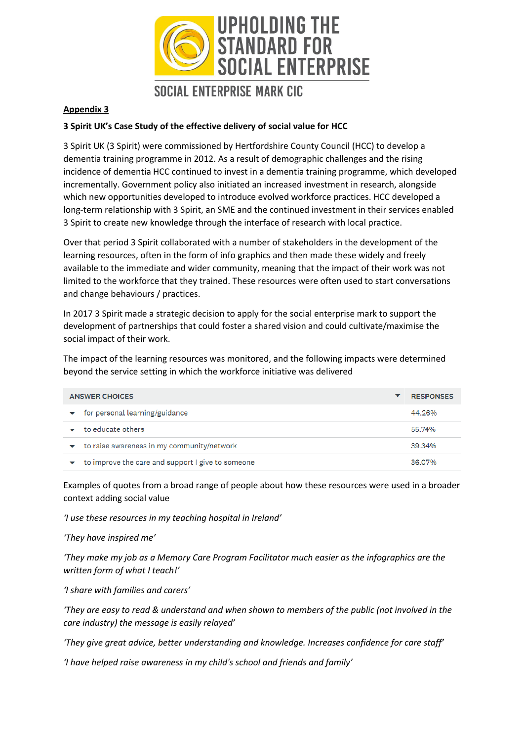**Appendix 3**

**3 Spirit UK's Case Study of the effective delivery of social value for HCC**

3 Spirit UK (3 Spirit) were commissioned by Hertfordshire County Council (HCC) to develop a dementia training programme in 2012. As a result of demographic challenges and the rising incidence of dementia HCC continued to invest in a dementia training programme, which developed incrementally. Government policy also initiated an increased investment in research, alongside which new opportunities developed to introduce evolved workforce practices. HCC developed a long-term relationship with 3 Spirit, an SME and the continued investment in their services enabled 3 Spirit to create new knowledge through the interface of research with local practice.

Over that period 3 Spirit collaborated with a number of stakeholders in the development of the learning resources, often in the form of info graphics and then made these widely and freely available to the immediate and wider community, meaning that the impact of their work was not limited to the workforce that they trained. These resources were often used to start conversations and change behaviours / practices.

In 2017 3 Spirit made a strategic decision to apply for the social enterprise mark to support the development of partnerships that could foster a shared vision and could cultivate/maximise the social impact of their work.

The impact of the learning resources was monitored, and the following impacts were determined beyond the service setting in which the workforce initiative was delivered

| ANSWER CHOICES | RESPONSES |
|---|---|
| for personal learning/guidance | 44.26% |
| to educate others | 55.74% |
| to raise awareness in my community/network | 39.34% |
| to improve the care and support I give to someone | 36.07% |

Examples of quotes from a broad range of people about how these resources were used in a broader context adding social value

*'I use these resources in my teaching hospital in Ireland'*

*'They have inspired me'*

*'They make my job as a Memory Care Program Facilitator much easier as the infographics are the written form of what I teach!'*

*'I share with families and carers'*

*'They are easy to read & understand and when shown to members of the public (not involved in the care industry) the message is easily relayed'*

*'They give great advice, better understanding and knowledge. Increases confidence for care staff'*

*'I have helped raise awareness in my child's school and friends and family'*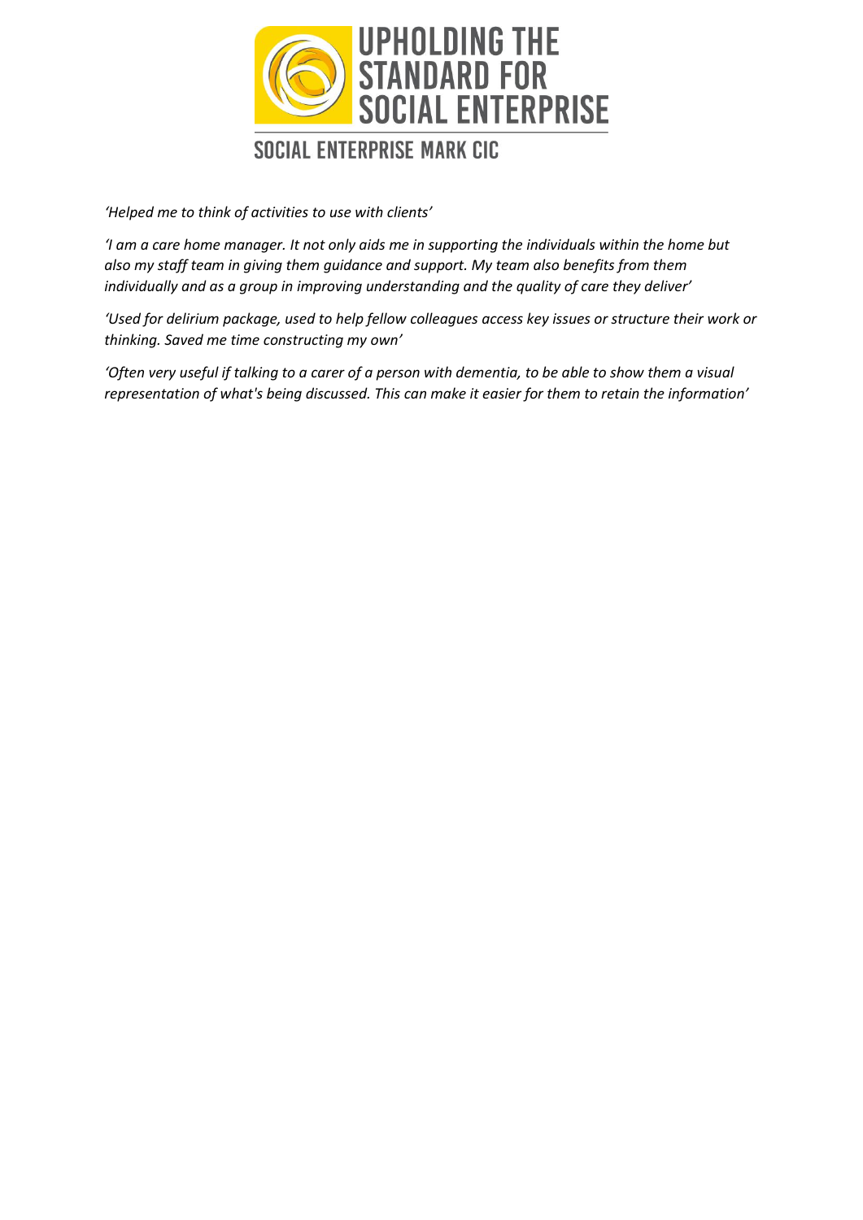*'Helped me to think of activities to use with clients'*

*'I am a care home manager. It not only aids me in supporting the individuals within the home but also my staff team in giving them guidance and support. My team also benefits from them individually and as a group in improving understanding and the quality of care they deliver'*

*'Used for delirium package, used to help fellow colleagues access key issues or structure their work or thinking. Saved me time constructing my own'*

*'Often very useful if talking to a carer of a person with dementia, to be able to show them a visual representation of what's being discussed. This can make it easier for them to retain the information'*